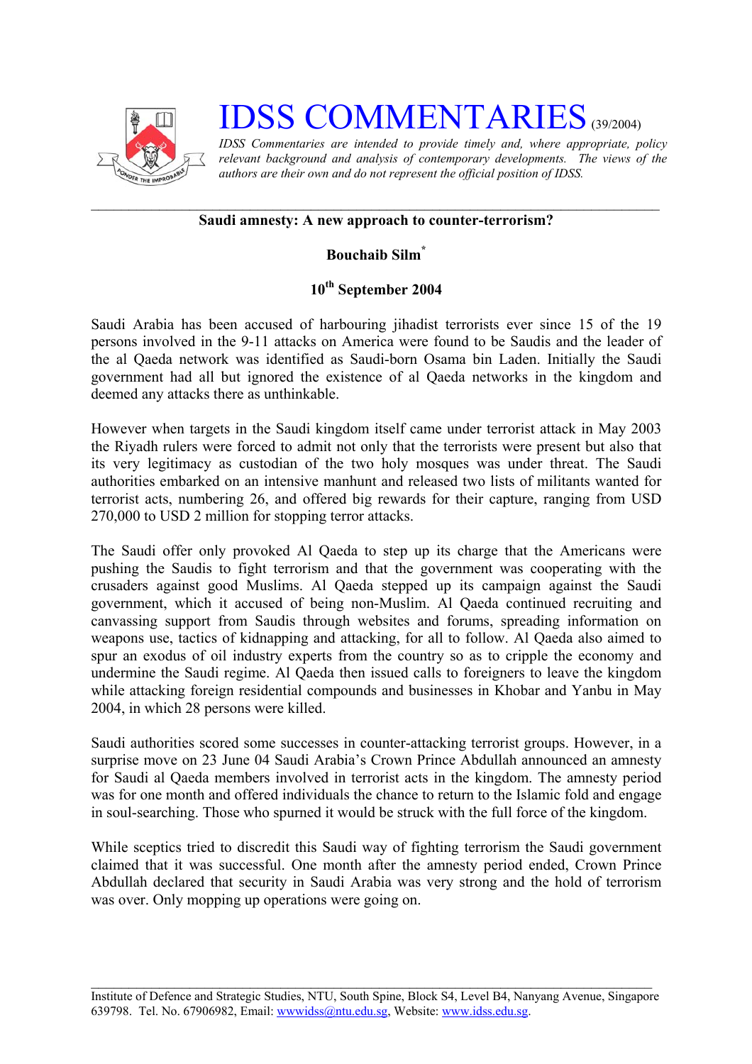# IDSS COMMENTARIES (39/2004)

*IDSS Commentaries are intended to provide timely and, where appropriate, policy relevant background and analysis of contemporary developments. The views of the authors are their own and do not represent the official position of IDSS.*

---

**Saudi amnesty: A new approach to counter-terrorism?**

**Bouchaib Silm***

**10th September 2004**

Saudi Arabia has been accused of harbouring jihadist terrorists ever since 15 of the 19 persons involved in the 9-11 attacks on America were found to be Saudis and the leader of the al Qaeda network was identified as Saudi-born Osama bin Laden. Initially the Saudi government had all but ignored the existence of al Qaeda networks in the kingdom and deemed any attacks there as unthinkable.

However when targets in the Saudi kingdom itself came under terrorist attack in May 2003 the Riyadh rulers were forced to admit not only that the terrorists were present but also that its very legitimacy as custodian of the two holy mosques was under threat. The Saudi authorities embarked on an intensive manhunt and released two lists of militants wanted for terrorist acts, numbering 26, and offered big rewards for their capture, ranging from USD 270,000 to USD 2 million for stopping terror attacks.

The Saudi offer only provoked Al Qaeda to step up its charge that the Americans were pushing the Saudis to fight terrorism and that the government was cooperating with the crusaders against good Muslims. Al Qaeda stepped up its campaign against the Saudi government, which it accused of being non-Muslim. Al Qaeda continued recruiting and canvassing support from Saudis through websites and forums, spreading information on weapons use, tactics of kidnapping and attacking, for all to follow. Al Qaeda also aimed to spur an exodus of oil industry experts from the country so as to cripple the economy and undermine the Saudi regime. Al Qaeda then issued calls to foreigners to leave the kingdom while attacking foreign residential compounds and businesses in Khobar and Yanbu in May 2004, in which 28 persons were killed.

Saudi authorities scored some successes in counter-attacking terrorist groups. However, in a surprise move on 23 June 04 Saudi Arabia's Crown Prince Abdullah announced an amnesty for Saudi al Qaeda members involved in terrorist acts in the kingdom. The amnesty period was for one month and offered individuals the chance to return to the Islamic fold and engage in soul-searching. Those who spurned it would be struck with the full force of the kingdom.

While sceptics tried to discredit this Saudi way of fighting terrorism the Saudi government claimed that it was successful. One month after the amnesty period ended, Crown Prince Abdullah declared that security in Saudi Arabia was very strong and the hold of terrorism was over. Only mopping up operations were going on.

---

Institute of Defence and Strategic Studies, NTU, South Spine, Block S4, Level B4, Nanyang Avenue, Singapore 639798. Tel. No. 67906982, Email: wwwidss@ntu.edu.sg, Website: www.idss.edu.sg.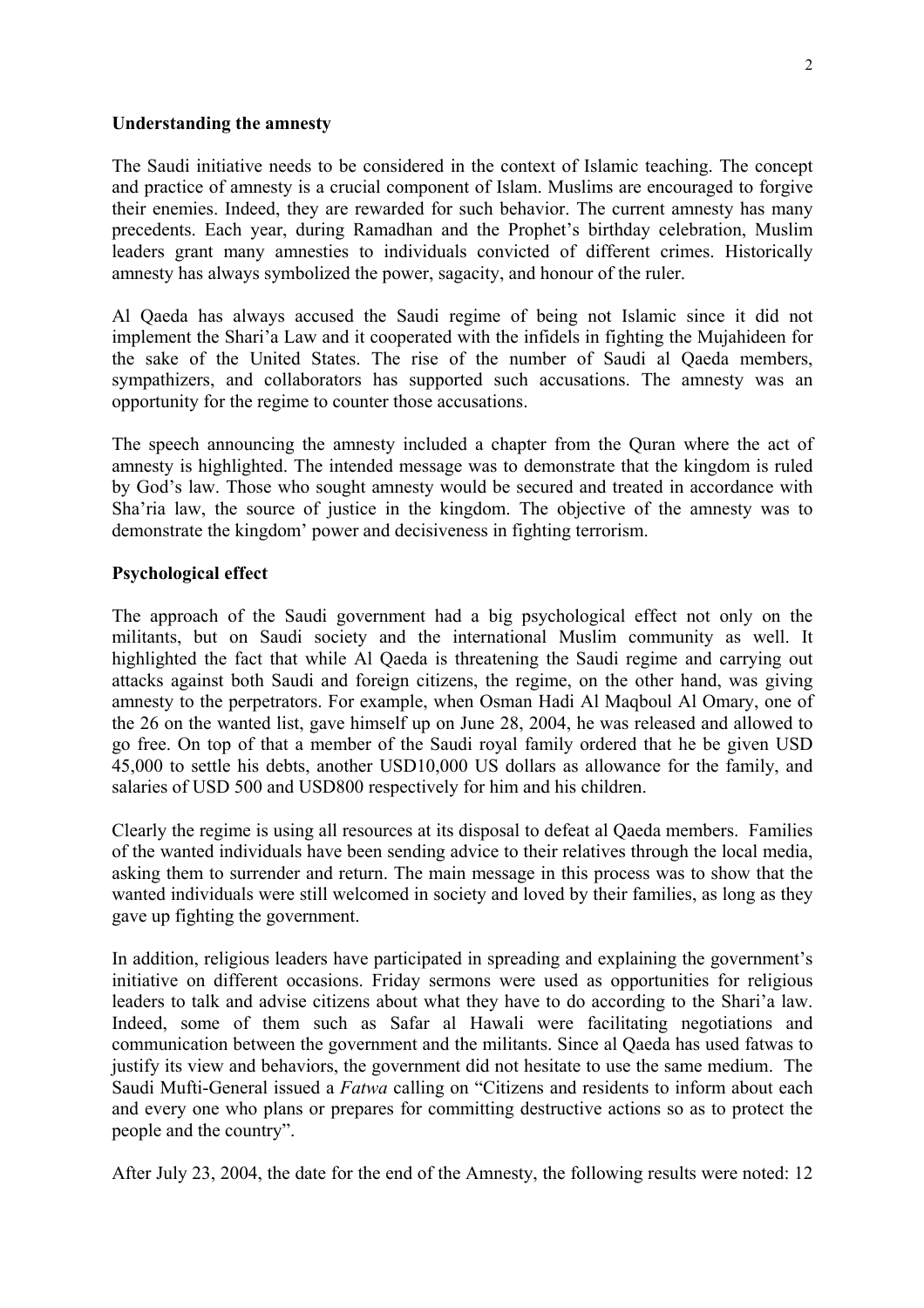**Understanding the amnesty**

The Saudi initiative needs to be considered in the context of Islamic teaching. The concept and practice of amnesty is a crucial component of Islam. Muslims are encouraged to forgive their enemies. Indeed, they are rewarded for such behavior. The current amnesty has many precedents. Each year, during Ramadhan and the Prophet's birthday celebration, Muslim leaders grant many amnesties to individuals convicted of different crimes. Historically amnesty has always symbolized the power, sagacity, and honour of the ruler.

Al Qaeda has always accused the Saudi regime of being not Islamic since it did not implement the Shari'a Law and it cooperated with the infidels in fighting the Mujahideen for the sake of the United States. The rise of the number of Saudi al Qaeda members, sympathizers, and collaborators has supported such accusations. The amnesty was an opportunity for the regime to counter those accusations.

The speech announcing the amnesty included a chapter from the Quran where the act of amnesty is highlighted. The intended message was to demonstrate that the kingdom is ruled by God's law. Those who sought amnesty would be secured and treated in accordance with Sha'ria law, the source of justice in the kingdom. The objective of the amnesty was to demonstrate the kingdom' power and decisiveness in fighting terrorism.

**Psychological effect**

The approach of the Saudi government had a big psychological effect not only on the militants, but on Saudi society and the international Muslim community as well. It highlighted the fact that while Al Qaeda is threatening the Saudi regime and carrying out attacks against both Saudi and foreign citizens, the regime, on the other hand, was giving amnesty to the perpetrators. For example, when Osman Hadi Al Maqboul Al Omary, one of the 26 on the wanted list, gave himself up on June 28, 2004, he was released and allowed to go free. On top of that a member of the Saudi royal family ordered that he be given USD 45,000 to settle his debts, another USD10,000 US dollars as allowance for the family, and salaries of USD 500 and USD800 respectively for him and his children.

Clearly the regime is using all resources at its disposal to defeat al Qaeda members. Families of the wanted individuals have been sending advice to their relatives through the local media, asking them to surrender and return. The main message in this process was to show that the wanted individuals were still welcomed in society and loved by their families, as long as they gave up fighting the government.

In addition, religious leaders have participated in spreading and explaining the government's initiative on different occasions. Friday sermons were used as opportunities for religious leaders to talk and advise citizens about what they have to do according to the Shari'a law. Indeed, some of them such as Safar al Hawali were facilitating negotiations and communication between the government and the militants. Since al Qaeda has used fatwas to justify its view and behaviors, the government did not hesitate to use the same medium. The Saudi Mufti-General issued a *Fatwa* calling on "Citizens and residents to inform about each and every one who plans or prepares for committing destructive actions so as to protect the people and the country".

After July 23, 2004, the date for the end of the Amnesty, the following results were noted: 12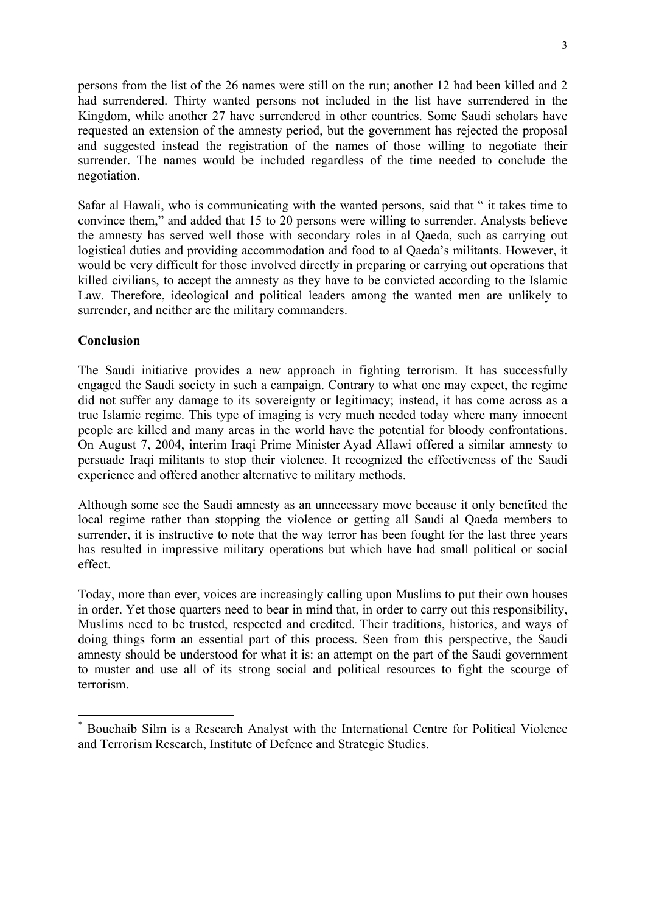persons from the list of the 26 names were still on the run; another 12 had been killed and 2 had surrendered. Thirty wanted persons not included in the list have surrendered in the Kingdom, while another 27 have surrendered in other countries. Some Saudi scholars have requested an extension of the amnesty period, but the government has rejected the proposal and suggested instead the registration of the names of those willing to negotiate their surrender. The names would be included regardless of the time needed to conclude the negotiation.

Safar al Hawali, who is communicating with the wanted persons, said that " it takes time to convince them," and added that 15 to 20 persons were willing to surrender. Analysts believe the amnesty has served well those with secondary roles in al Qaeda, such as carrying out logistical duties and providing accommodation and food to al Qaeda's militants. However, it would be very difficult for those involved directly in preparing or carrying out operations that killed civilians, to accept the amnesty as they have to be convicted according to the Islamic Law. Therefore, ideological and political leaders among the wanted men are unlikely to surrender, and neither are the military commanders.

**Conclusion**

The Saudi initiative provides a new approach in fighting terrorism. It has successfully engaged the Saudi society in such a campaign. Contrary to what one may expect, the regime did not suffer any damage to its sovereignty or legitimacy; instead, it has come across as a true Islamic regime. This type of imaging is very much needed today where many innocent people are killed and many areas in the world have the potential for bloody confrontations. On August 7, 2004, interim Iraqi Prime Minister Ayad Allawi offered a similar amnesty to persuade Iraqi militants to stop their violence. It recognized the effectiveness of the Saudi experience and offered another alternative to military methods.

Although some see the Saudi amnesty as an unnecessary move because it only benefited the local regime rather than stopping the violence or getting all Saudi al Qaeda members to surrender, it is instructive to note that the way terror has been fought for the last three years has resulted in impressive military operations but which have had small political or social effect.

Today, more than ever, voices are increasingly calling upon Muslims to put their own houses in order. Yet those quarters need to bear in mind that, in order to carry out this responsibility, Muslims need to be trusted, respected and credited. Their traditions, histories, and ways of doing things form an essential part of this process. Seen from this perspective, the Saudi amnesty should be understood for what it is: an attempt on the part of the Saudi government to muster and use all of its strong social and political resources to fight the scourge of terrorism.

---

[*] Bouchaib Silm is a Research Analyst with the International Centre for Political Violence and Terrorism Research, Institute of Defence and Strategic Studies.